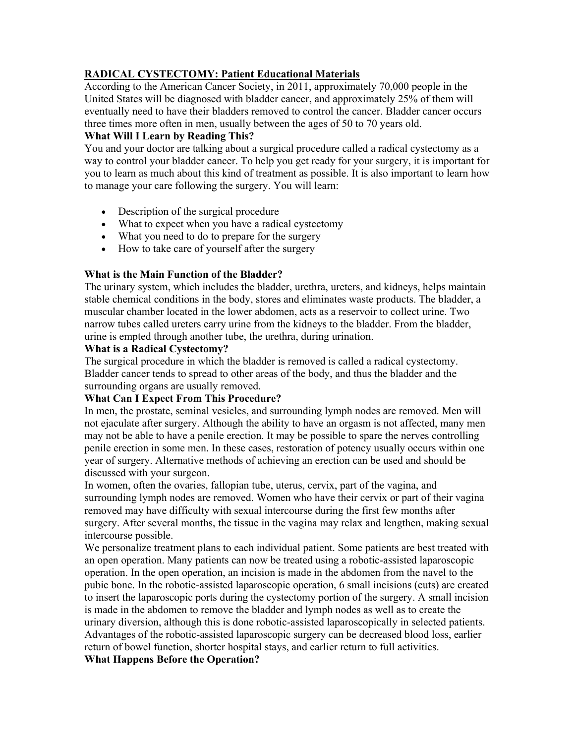# RADICAL CYSTECTOMY: Patient Educational Materials

According to the American Cancer Society, in 2011, approximately 70,000 people in the United States will be diagnosed with bladder cancer, and approximately 25% of them will eventually need to have their bladders removed to control the cancer. Bladder cancer occurs three times more often in men, usually between the ages of 50 to 70 years old.

## What Will I Learn by Reading This?

You and your doctor are talking about a surgical procedure called a radical cystectomy as a way to control your bladder cancer. To help you get ready for your surgery, it is important for you to learn as much about this kind of treatment as possible. It is also important to learn how to manage your care following the surgery. You will learn:

- Description of the surgical procedure
- What to expect when you have a radical cystectomy
- What you need to do to prepare for the surgery
- How to take care of yourself after the surgery

## What is the Main Function of the Bladder?

The urinary system, which includes the bladder, urethra, ureters, and kidneys, helps maintain stable chemical conditions in the body, stores and eliminates waste products. The bladder, a muscular chamber located in the lower abdomen, acts as a reservoir to collect urine. Two narrow tubes called ureters carry urine from the kidneys to the bladder. From the bladder, urine is empted through another tube, the urethra, during urination.

## What is a Radical Cystectomy?

The surgical procedure in which the bladder is removed is called a radical cystectomy. Bladder cancer tends to spread to other areas of the body, and thus the bladder and the surrounding organs are usually removed.

## What Can I Expect From This Procedure?

In men, the prostate, seminal vesicles, and surrounding lymph nodes are removed. Men will not ejaculate after surgery. Although the ability to have an orgasm is not affected, many men may not be able to have a penile erection. It may be possible to spare the nerves controlling penile erection in some men. In these cases, restoration of potency usually occurs within one year of surgery. Alternative methods of achieving an erection can be used and should be discussed with your surgeon.

In women, often the ovaries, fallopian tube, uterus, cervix, part of the vagina, and surrounding lymph nodes are removed. Women who have their cervix or part of their vagina removed may have difficulty with sexual intercourse during the first few months after surgery. After several months, the tissue in the vagina may relax and lengthen, making sexual intercourse possible.

We personalize treatment plans to each individual patient. Some patients are best treated with an open operation. Many patients can now be treated using a robotic-assisted laparoscopic operation. In the open operation, an incision is made in the abdomen from the navel to the pubic bone. In the robotic-assisted laparoscopic operation, 6 small incisions (cuts) are created to insert the laparoscopic ports during the cystectomy portion of the surgery. A small incision is made in the abdomen to remove the bladder and lymph nodes as well as to create the urinary diversion, although this is done robotic-assisted laparoscopically in selected patients. Advantages of the robotic-assisted laparoscopic surgery can be decreased blood loss, earlier return of bowel function, shorter hospital stays, and earlier return to full activities.

## What Happens Before the Operation?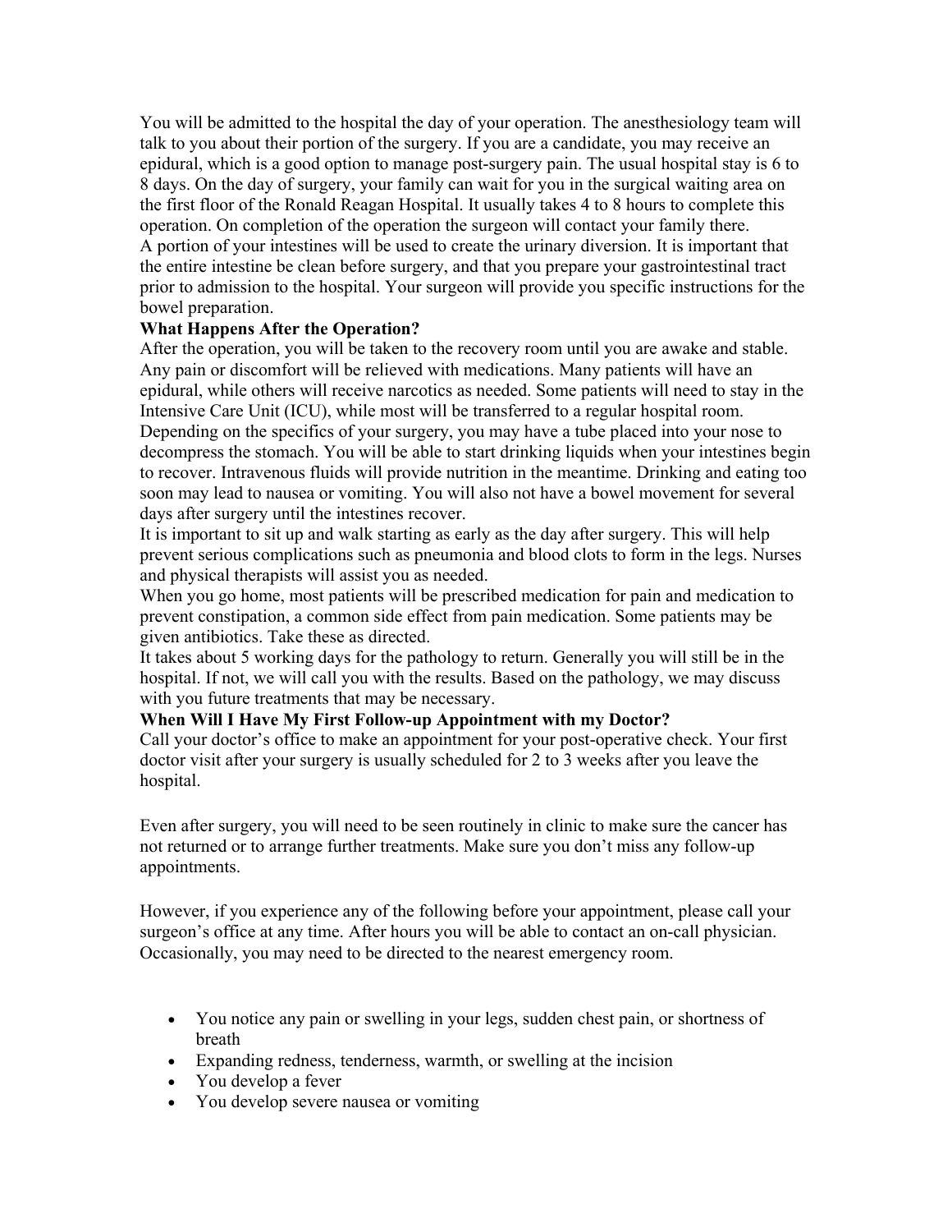You will be admitted to the hospital the day of your operation. The anesthesiology team will talk to you about their portion of the surgery. If you are a candidate, you may receive an epidural, which is a good option to manage post-surgery pain. The usual hospital stay is 6 to 8 days. On the day of surgery, your family can wait for you in the surgical waiting area on the first floor of the Ronald Reagan Hospital. It usually takes 4 to 8 hours to complete this operation. On completion of the operation the surgeon will contact your family there.

A portion of your intestines will be used to create the urinary diversion. It is important that the entire intestine be clean before surgery, and that you prepare your gastrointestinal tract prior to admission to the hospital. Your surgeon will provide you specific instructions for the bowel preparation.

**What Happens After the Operation?**

After the operation, you will be taken to the recovery room until you are awake and stable. Any pain or discomfort will be relieved with medications. Many patients will have an epidural, while others will receive narcotics as needed. Some patients will need to stay in the Intensive Care Unit (ICU), while most will be transferred to a regular hospital room. Depending on the specifics of your surgery, you may have a tube placed into your nose to decompress the stomach. You will be able to start drinking liquids when your intestines begin to recover. Intravenous fluids will provide nutrition in the meantime. Drinking and eating too soon may lead to nausea or vomiting. You will also not have a bowel movement for several days after surgery until the intestines recover.

It is important to sit up and walk starting as early as the day after surgery. This will help prevent serious complications such as pneumonia and blood clots to form in the legs. Nurses and physical therapists will assist you as needed.

When you go home, most patients will be prescribed medication for pain and medication to prevent constipation, a common side effect from pain medication. Some patients may be given antibiotics. Take these as directed.

It takes about 5 working days for the pathology to return. Generally you will still be in the hospital. If not, we will call you with the results. Based on the pathology, we may discuss with you future treatments that may be necessary.

**When Will I Have My First Follow-up Appointment with my Doctor?**

Call your doctor's office to make an appointment for your post-operative check. Your first doctor visit after your surgery is usually scheduled for 2 to 3 weeks after you leave the hospital.

Even after surgery, you will need to be seen routinely in clinic to make sure the cancer has not returned or to arrange further treatments. Make sure you don't miss any follow-up appointments.

However, if you experience any of the following before your appointment, please call your surgeon's office at any time. After hours you will be able to contact an on-call physician. Occasionally, you may need to be directed to the nearest emergency room.

- You notice any pain or swelling in your legs, sudden chest pain, or shortness of breath
- Expanding redness, tenderness, warmth, or swelling at the incision
- You develop a fever
- You develop severe nausea or vomiting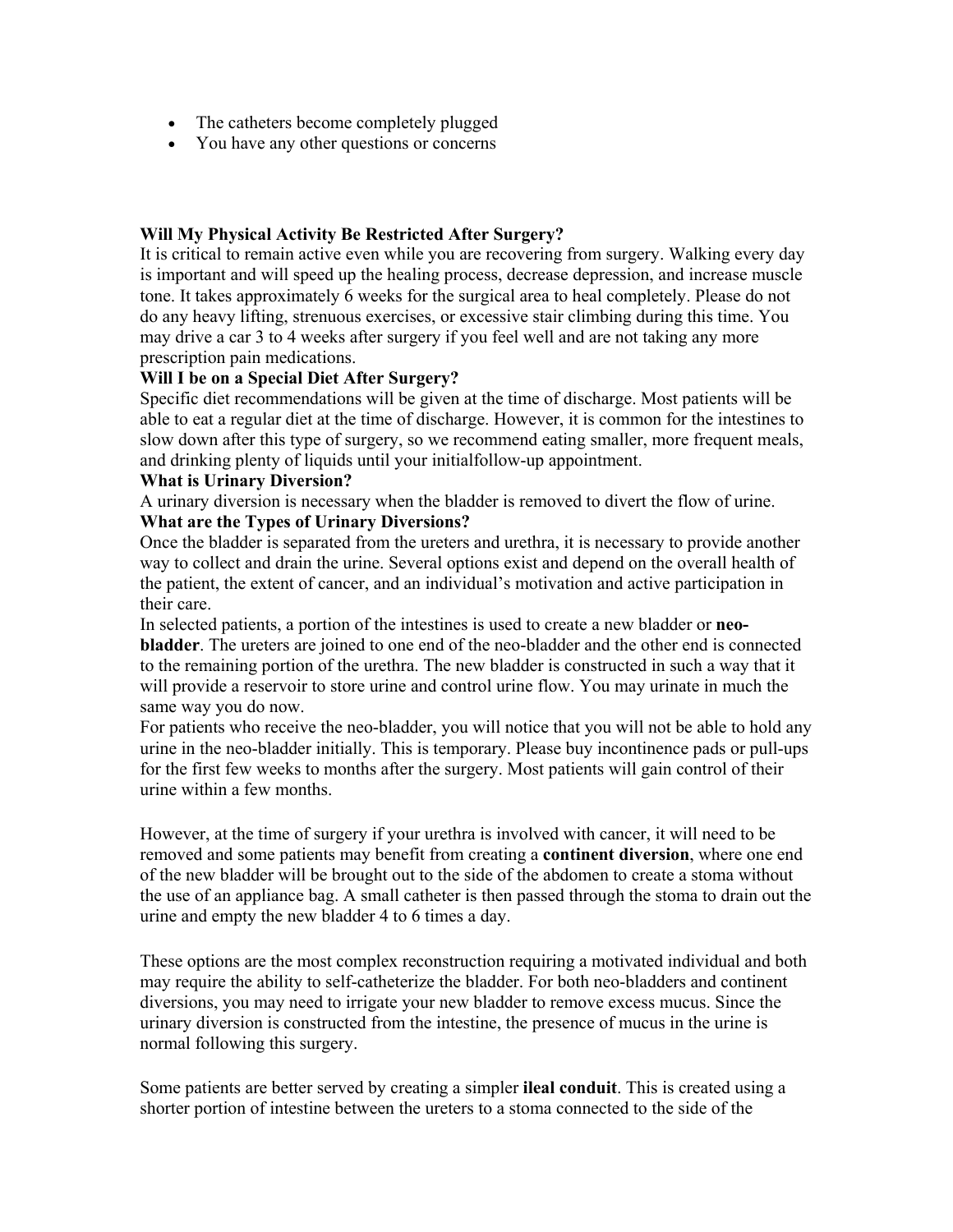- The catheters become completely plugged
- You have any other questions or concerns

**Will My Physical Activity Be Restricted After Surgery?**

It is critical to remain active even while you are recovering from surgery. Walking every day is important and will speed up the healing process, decrease depression, and increase muscle tone. It takes approximately 6 weeks for the surgical area to heal completely. Please do not do any heavy lifting, strenuous exercises, or excessive stair climbing during this time. You may drive a car 3 to 4 weeks after surgery if you feel well and are not taking any more prescription pain medications.

**Will I be on a Special Diet After Surgery?**

Specific diet recommendations will be given at the time of discharge. Most patients will be able to eat a regular diet at the time of discharge. However, it is common for the intestines to slow down after this type of surgery, so we recommend eating smaller, more frequent meals, and drinking plenty of liquids until your initialfollow-up appointment.

**What is Urinary Diversion?**

A urinary diversion is necessary when the bladder is removed to divert the flow of urine.

**What are the Types of Urinary Diversions?**

Once the bladder is separated from the ureters and urethra, it is necessary to provide another way to collect and drain the urine. Several options exist and depend on the overall health of the patient, the extent of cancer, and an individual's motivation and active participation in their care.

In selected patients, a portion of the intestines is used to create a new bladder or **neo-bladder**. The ureters are joined to one end of the neo-bladder and the other end is connected to the remaining portion of the urethra. The new bladder is constructed in such a way that it will provide a reservoir to store urine and control urine flow. You may urinate in much the same way you do now.

For patients who receive the neo-bladder, you will notice that you will not be able to hold any urine in the neo-bladder initially. This is temporary. Please buy incontinence pads or pull-ups for the first few weeks to months after the surgery. Most patients will gain control of their urine within a few months.

However, at the time of surgery if your urethra is involved with cancer, it will need to be removed and some patients may benefit from creating a **continent diversion**, where one end of the new bladder will be brought out to the side of the abdomen to create a stoma without the use of an appliance bag. A small catheter is then passed through the stoma to drain out the urine and empty the new bladder 4 to 6 times a day.

These options are the most complex reconstruction requiring a motivated individual and both may require the ability to self-catheterize the bladder. For both neo-bladders and continent diversions, you may need to irrigate your new bladder to remove excess mucus. Since the urinary diversion is constructed from the intestine, the presence of mucus in the urine is normal following this surgery.

Some patients are better served by creating a simpler **ileal conduit**. This is created using a shorter portion of intestine between the ureters to a stoma connected to the side of the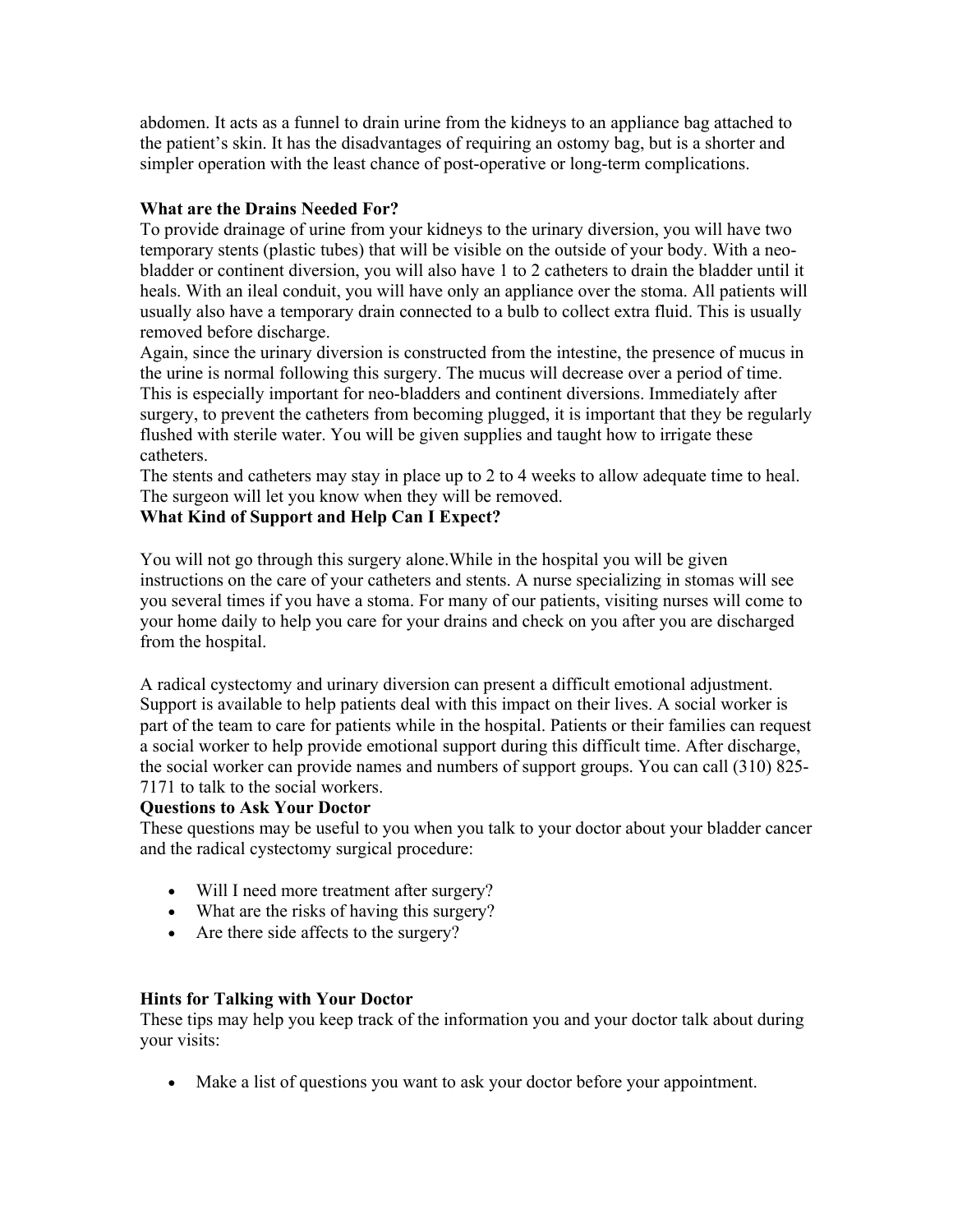abdomen. It acts as a funnel to drain urine from the kidneys to an appliance bag attached to the patient's skin. It has the disadvantages of requiring an ostomy bag, but is a shorter and simpler operation with the least chance of post-operative or long-term complications.

**What are the Drains Needed For?**

To provide drainage of urine from your kidneys to the urinary diversion, you will have two temporary stents (plastic tubes) that will be visible on the outside of your body. With a neo-bladder or continent diversion, you will also have 1 to 2 catheters to drain the bladder until it heals. With an ileal conduit, you will have only an appliance over the stoma. All patients will usually also have a temporary drain connected to a bulb to collect extra fluid. This is usually removed before discharge.

Again, since the urinary diversion is constructed from the intestine, the presence of mucus in the urine is normal following this surgery. The mucus will decrease over a period of time. This is especially important for neo-bladders and continent diversions. Immediately after surgery, to prevent the catheters from becoming plugged, it is important that they be regularly flushed with sterile water. You will be given supplies and taught how to irrigate these catheters.

The stents and catheters may stay in place up to 2 to 4 weeks to allow adequate time to heal. The surgeon will let you know when they will be removed.

**What Kind of Support and Help Can I Expect?**

You will not go through this surgery alone.While in the hospital you will be given instructions on the care of your catheters and stents. A nurse specializing in stomas will see you several times if you have a stoma. For many of our patients, visiting nurses will come to your home daily to help you care for your drains and check on you after you are discharged from the hospital.

A radical cystectomy and urinary diversion can present a difficult emotional adjustment. Support is available to help patients deal with this impact on their lives. A social worker is part of the team to care for patients while in the hospital. Patients or their families can request a social worker to help provide emotional support during this difficult time. After discharge, the social worker can provide names and numbers of support groups. You can call (310) 825-7171 to talk to the social workers.

**Questions to Ask Your Doctor**

These questions may be useful to you when you talk to your doctor about your bladder cancer and the radical cystectomy surgical procedure:

- Will I need more treatment after surgery?
- What are the risks of having this surgery?
- Are there side affects to the surgery?

**Hints for Talking with Your Doctor**

These tips may help you keep track of the information you and your doctor talk about during your visits:

- Make a list of questions you want to ask your doctor before your appointment.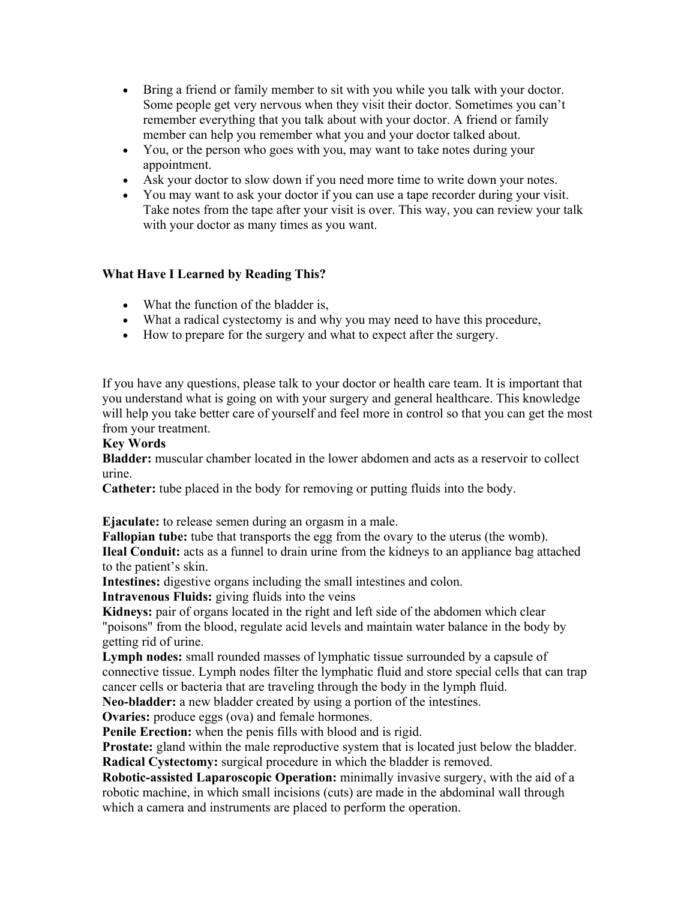- Bring a friend or family member to sit with you while you talk with your doctor. Some people get very nervous when they visit their doctor. Sometimes you can't remember everything that you talk about with your doctor. A friend or family member can help you remember what you and your doctor talked about.
- You, or the person who goes with you, may want to take notes during your appointment.
- Ask your doctor to slow down if you need more time to write down your notes.
- You may want to ask your doctor if you can use a tape recorder during your visit. Take notes from the tape after your visit is over. This way, you can review your talk with your doctor as many times as you want.

**What Have I Learned by Reading This?**

- What the function of the bladder is,
- What a radical cystectomy is and why you may need to have this procedure,
- How to prepare for the surgery and what to expect after the surgery.

If you have any questions, please talk to your doctor or health care team. It is important that you understand what is going on with your surgery and general healthcare. This knowledge will help you take better care of yourself and feel more in control so that you can get the most from your treatment.

**Key Words**

**Bladder:** muscular chamber located in the lower abdomen and acts as a reservoir to collect urine.

**Catheter:** tube placed in the body for removing or putting fluids into the body.

**Ejaculate:** to release semen during an orgasm in a male.

**Fallopian tube:** tube that transports the egg from the ovary to the uterus (the womb).

**Ileal Conduit:** acts as a funnel to drain urine from the kidneys to an appliance bag attached to the patient's skin.

**Intestines:** digestive organs including the small intestines and colon.

**Intravenous Fluids:** giving fluids into the veins

**Kidneys:** pair of organs located in the right and left side of the abdomen which clear "poisons" from the blood, regulate acid levels and maintain water balance in the body by getting rid of urine.

**Lymph nodes:** small rounded masses of lymphatic tissue surrounded by a capsule of connective tissue. Lymph nodes filter the lymphatic fluid and store special cells that can trap cancer cells or bacteria that are traveling through the body in the lymph fluid.

**Neo-bladder:** a new bladder created by using a portion of the intestines.

**Ovaries:** produce eggs (ova) and female hormones.

**Penile Erection:** when the penis fills with blood and is rigid.

**Prostate:** gland within the male reproductive system that is located just below the bladder.

**Radical Cystectomy:** surgical procedure in which the bladder is removed.

**Robotic-assisted Laparoscopic Operation:** minimally invasive surgery, with the aid of a robotic machine, in which small incisions (cuts) are made in the abdominal wall through which a camera and instruments are placed to perform the operation.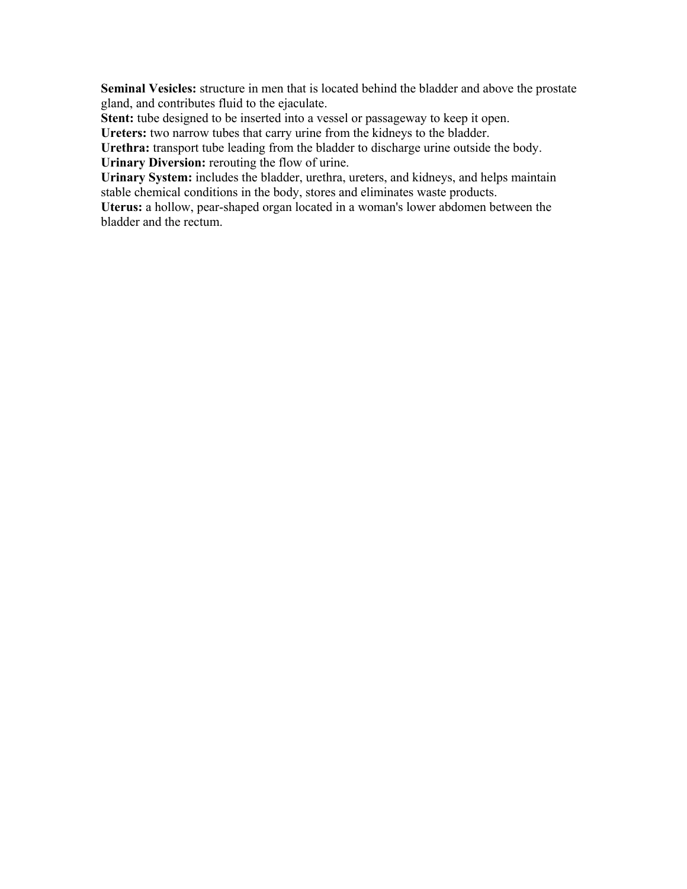**Seminal Vesicles:** structure in men that is located behind the bladder and above the prostate gland, and contributes fluid to the ejaculate.
**Stent:** tube designed to be inserted into a vessel or passageway to keep it open.
**Ureters:** two narrow tubes that carry urine from the kidneys to the bladder.
**Urethra:** transport tube leading from the bladder to discharge urine outside the body.
**Urinary Diversion:** rerouting the flow of urine.
**Urinary System:** includes the bladder, urethra, ureters, and kidneys, and helps maintain stable chemical conditions in the body, stores and eliminates waste products.
**Uterus:** a hollow, pear-shaped organ located in a woman's lower abdomen between the bladder and the rectum.